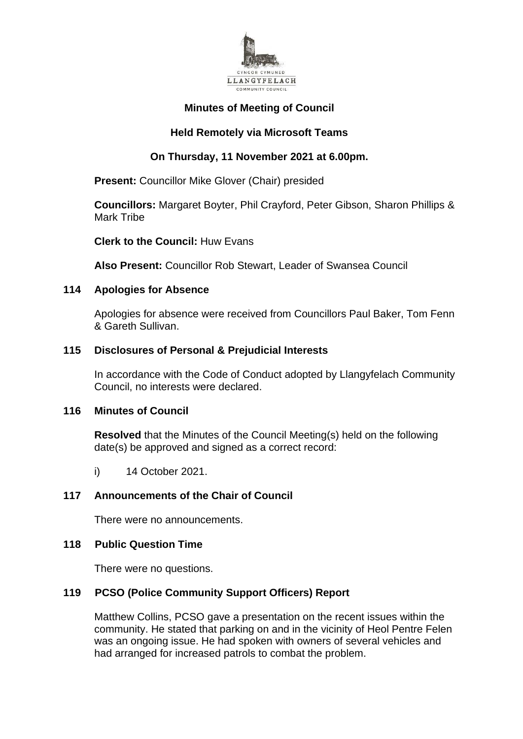CYNGOR CYMUNED
LLANGYFELACH
COMMUNITY COUNCIL

# Minutes of Meeting of Council

## Held Remotely via Microsoft Teams

## On Thursday, 11 November 2021 at 6.00pm.

**Present:** Councillor Mike Glover (Chair) presided

**Councillors:** Margaret Boyter, Phil Crayford, Peter Gibson, Sharon Phillips & Mark Tribe

**Clerk to the Council:** Huw Evans

**Also Present:** Councillor Rob Stewart, Leader of Swansea Council

### 114 Apologies for Absence

Apologies for absence were received from Councillors Paul Baker, Tom Fenn & Gareth Sullivan.

### 115 Disclosures of Personal & Prejudicial Interests

In accordance with the Code of Conduct adopted by Llangyfelach Community Council, no interests were declared.

### 116 Minutes of Council

**Resolved** that the Minutes of the Council Meeting(s) held on the following date(s) be approved and signed as a correct record:

i) 14 October 2021.

### 117 Announcements of the Chair of Council

There were no announcements.

### 118 Public Question Time

There were no questions.

### 119 PCSO (Police Community Support Officers) Report

Matthew Collins, PCSO gave a presentation on the recent issues within the community. He stated that parking on and in the vicinity of Heol Pentre Felen was an ongoing issue. He had spoken with owners of several vehicles and had arranged for increased patrols to combat the problem.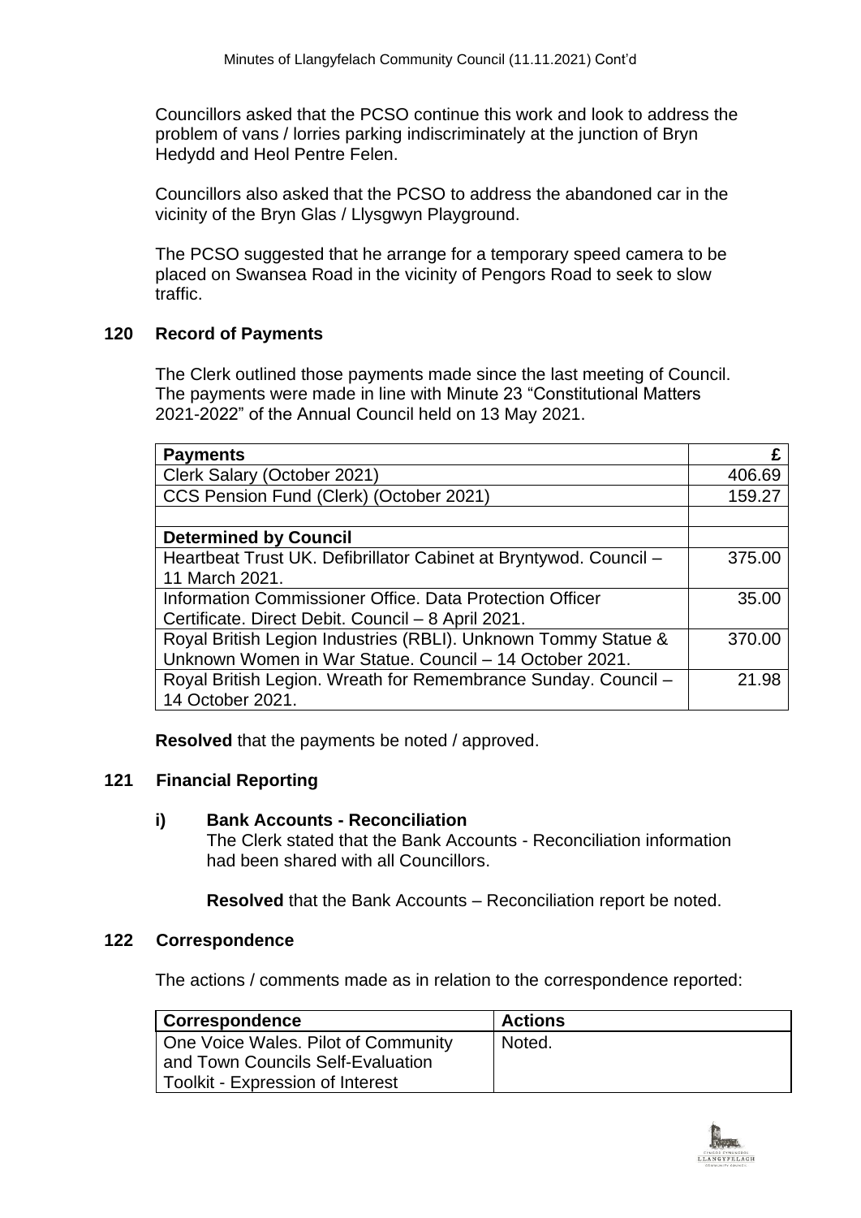Councillors asked that the PCSO continue this work and look to address the problem of vans / lorries parking indiscriminately at the junction of Bryn Hedydd and Heol Pentre Felen.

Councillors also asked that the PCSO to address the abandoned car in the vicinity of the Bryn Glas / Llysgwyn Playground.

The PCSO suggested that he arrange for a temporary speed camera to be placed on Swansea Road in the vicinity of Pengors Road to seek to slow traffic.

## 120 Record of Payments

The Clerk outlined those payments made since the last meeting of Council. The payments were made in line with Minute 23 "Constitutional Matters 2021-2022" of the Annual Council held on 13 May 2021.

| **Payments** | **£** |
|---|---|
| Clerk Salary (October 2021) | 406.69 |
| CCS Pension Fund (Clerk) (October 2021) | 159.27 |
| | |
| **Determined by Council** | |
| Heartbeat Trust UK. Defibrillator Cabinet at Bryntywod. Council – 11 March 2021. | 375.00 |
| Information Commissioner Office. Data Protection Officer Certificate. Direct Debit. Council – 8 April 2021. | 35.00 |
| Royal British Legion Industries (RBLI). Unknown Tommy Statue & Unknown Women in War Statue. Council – 14 October 2021. | 370.00 |
| Royal British Legion. Wreath for Remembrance Sunday. Council – 14 October 2021. | 21.98 |

**Resolved** that the payments be noted / approved.

## 121 Financial Reporting

### i) Bank Accounts - Reconciliation

The Clerk stated that the Bank Accounts - Reconciliation information had been shared with all Councillors.

**Resolved** that the Bank Accounts – Reconciliation report be noted.

## 122 Correspondence

The actions / comments made as in relation to the correspondence reported:

| Correspondence | Actions |
|---|---|
| One Voice Wales. Pilot of Community and Town Councils Self-Evaluation Toolkit - Expression of Interest | Noted. |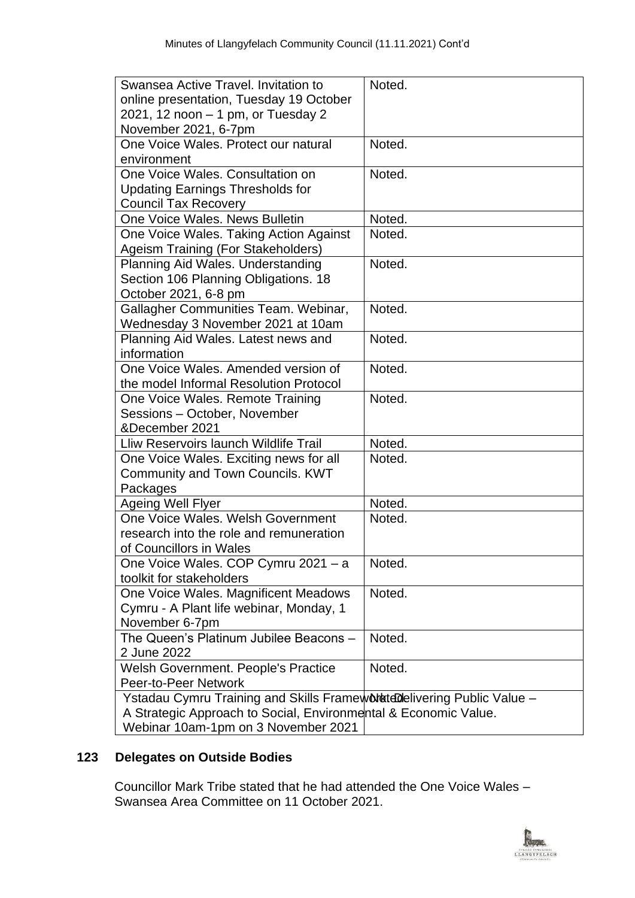| | |
|---|---|
| Swansea Active Travel. Invitation to online presentation, Tuesday 19 October 2021, 12 noon – 1 pm, or Tuesday 2 November 2021, 6-7pm | Noted. |
| One Voice Wales. Protect our natural environment | Noted. |
| One Voice Wales. Consultation on Updating Earnings Thresholds for Council Tax Recovery | Noted. |
| One Voice Wales. News Bulletin | Noted. |
| One Voice Wales. Taking Action Against Ageism Training (For Stakeholders) | Noted. |
| Planning Aid Wales. Understanding Section 106 Planning Obligations. 18 October 2021, 6-8 pm | Noted. |
| Gallagher Communities Team. Webinar, Wednesday 3 November 2021 at 10am | Noted. |
| Planning Aid Wales. Latest news and information | Noted. |
| One Voice Wales. Amended version of the model Informal Resolution Protocol | Noted. |
| One Voice Wales. Remote Training Sessions – October, November &December 2021 | Noted. |
| Lliw Reservoirs launch Wildlife Trail | Noted. |
| One Voice Wales. Exciting news for all Community and Town Councils. KWT Packages | Noted. |
| Ageing Well Flyer | Noted. |
| One Voice Wales. Welsh Government research into the role and remuneration of Councillors in Wales | Noted. |
| One Voice Wales. COP Cymru 2021 – a toolkit for stakeholders | Noted. |
| One Voice Wales. Magnificent Meadows Cymru - A Plant life webinar, Monday, 1 November 6-7pm | Noted. |
| The Queen's Platinum Jubilee Beacons – 2 June 2022 | Noted. |
| Welsh Government. People's Practice Peer-to-Peer Network | Noted. |
| Ystadau Cymru Training and Skills Framework. Delivering Public Value – A Strategic Approach to Social, Environmental & Economic Value. Webinar 10am-1pm on 3 November 2021 | Noted. |

## 123 Delegates on Outside Bodies

Councillor Mark Tribe stated that he had attended the One Voice Wales – Swansea Area Committee on 11 October 2021.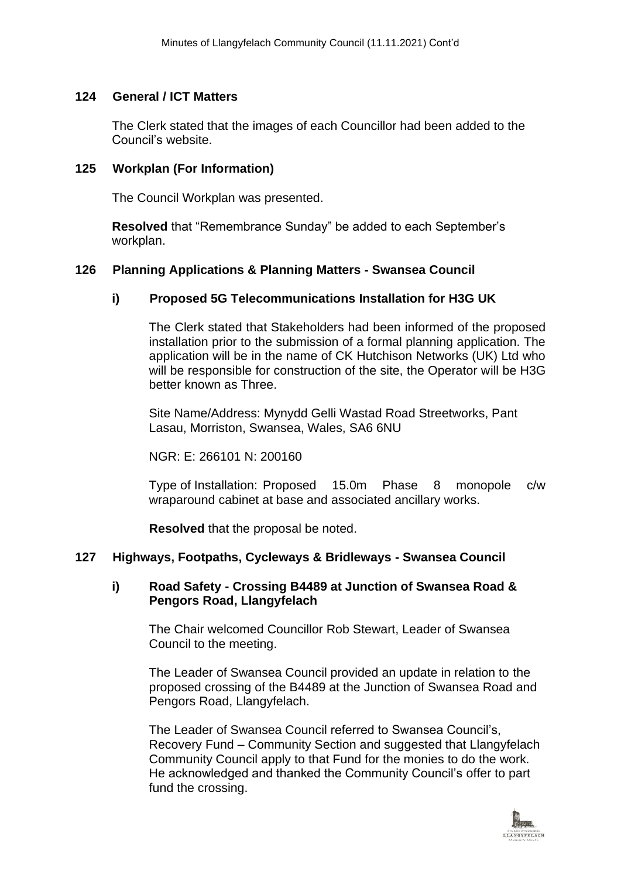## 124 General / ICT Matters

The Clerk stated that the images of each Councillor had been added to the Council's website.

## 125 Workplan (For Information)

The Council Workplan was presented.

**Resolved** that "Remembrance Sunday" be added to each September's workplan.

## 126 Planning Applications & Planning Matters - Swansea Council

### i) Proposed 5G Telecommunications Installation for H3G UK

The Clerk stated that Stakeholders had been informed of the proposed installation prior to the submission of a formal planning application. The application will be in the name of CK Hutchison Networks (UK) Ltd who will be responsible for construction of the site, the Operator will be H3G better known as Three.

Site Name/Address: Mynydd Gelli Wastad Road Streetworks, Pant Lasau, Morriston, Swansea, Wales, SA6 6NU

NGR: E: 266101 N: 200160

Type of Installation: Proposed 15.0m Phase 8 monopole c/w wraparound cabinet at base and associated ancillary works.

**Resolved** that the proposal be noted.

## 127 Highways, Footpaths, Cycleways & Bridleways - Swansea Council

### i) Road Safety - Crossing B4489 at Junction of Swansea Road & Pengors Road, Llangyfelach

The Chair welcomed Councillor Rob Stewart, Leader of Swansea Council to the meeting.

The Leader of Swansea Council provided an update in relation to the proposed crossing of the B4489 at the Junction of Swansea Road and Pengors Road, Llangyfelach.

The Leader of Swansea Council referred to Swansea Council's, Recovery Fund – Community Section and suggested that Llangyfelach Community Council apply to that Fund for the monies to do the work. He acknowledged and thanked the Community Council's offer to part fund the crossing.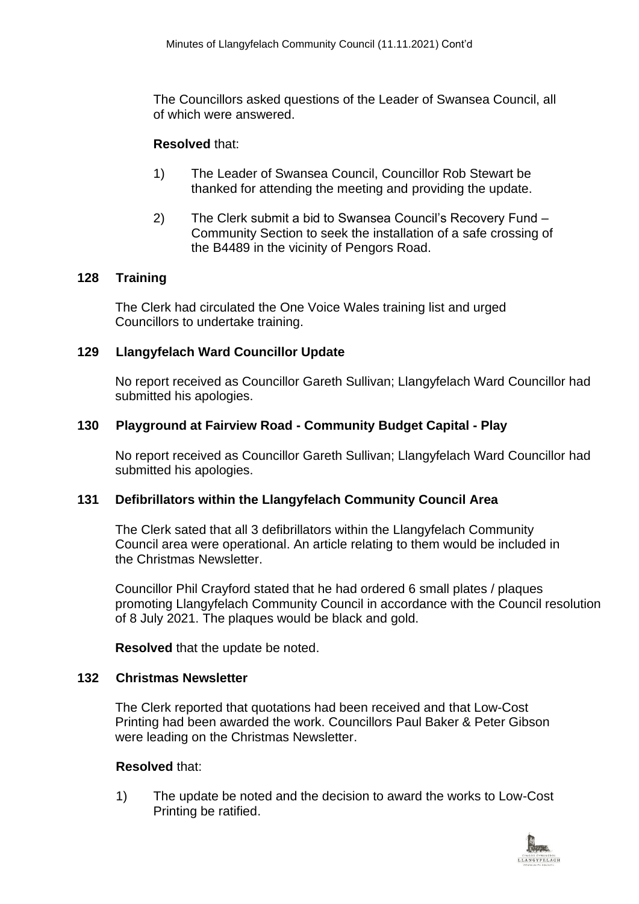The Councillors asked questions of the Leader of Swansea Council, all of which were answered.

**Resolved** that:

1) The Leader of Swansea Council, Councillor Rob Stewart be thanked for attending the meeting and providing the update.

2) The Clerk submit a bid to Swansea Council's Recovery Fund – Community Section to seek the installation of a safe crossing of the B4489 in the vicinity of Pengors Road.

## 128 Training

The Clerk had circulated the One Voice Wales training list and urged Councillors to undertake training.

## 129 Llangyfelach Ward Councillor Update

No report received as Councillor Gareth Sullivan; Llangyfelach Ward Councillor had submitted his apologies.

## 130 Playground at Fairview Road - Community Budget Capital - Play

No report received as Councillor Gareth Sullivan; Llangyfelach Ward Councillor had submitted his apologies.

## 131 Defibrillators within the Llangyfelach Community Council Area

The Clerk sated that all 3 defibrillators within the Llangyfelach Community Council area were operational. An article relating to them would be included in the Christmas Newsletter.

Councillor Phil Crayford stated that he had ordered 6 small plates / plaques promoting Llangyfelach Community Council in accordance with the Council resolution of 8 July 2021. The plaques would be black and gold.

**Resolved** that the update be noted.

## 132 Christmas Newsletter

The Clerk reported that quotations had been received and that Low-Cost Printing had been awarded the work. Councillors Paul Baker & Peter Gibson were leading on the Christmas Newsletter.

**Resolved** that:

1) The update be noted and the decision to award the works to Low-Cost Printing be ratified.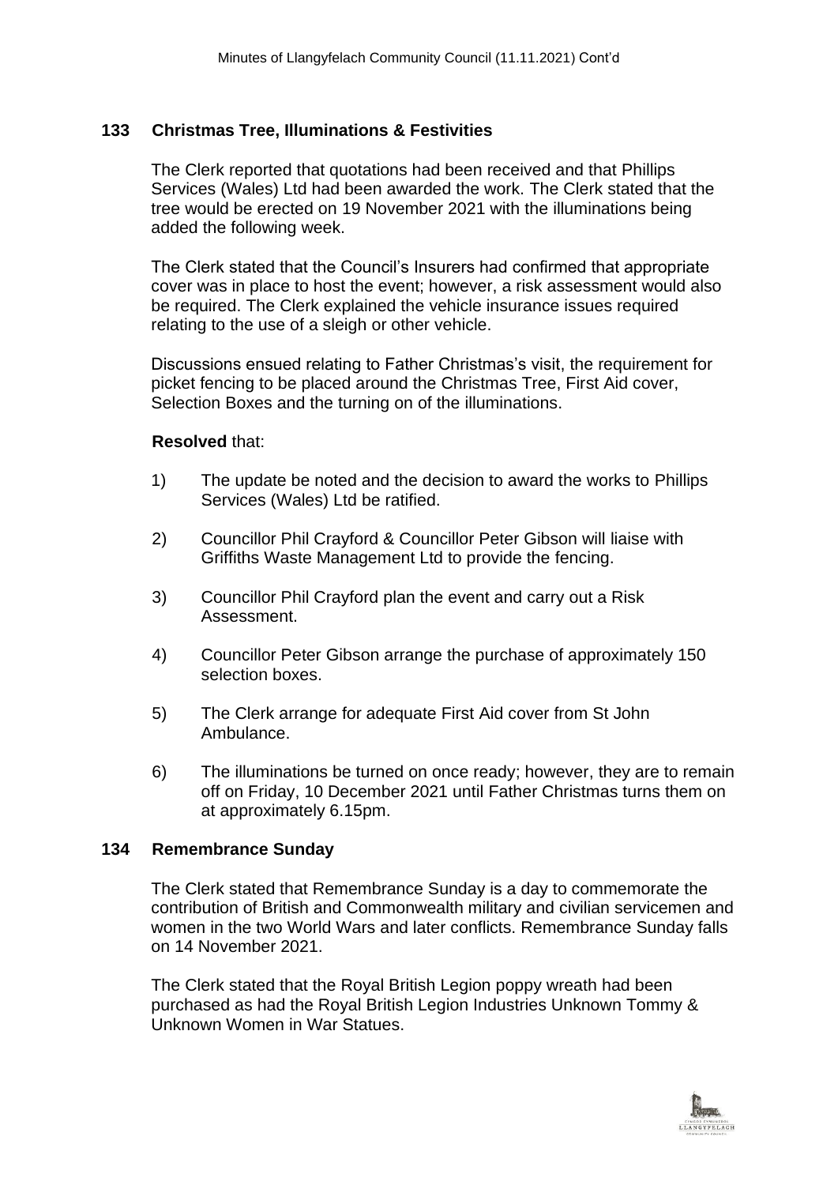## 133 Christmas Tree, Illuminations & Festivities

The Clerk reported that quotations had been received and that Phillips Services (Wales) Ltd had been awarded the work. The Clerk stated that the tree would be erected on 19 November 2021 with the illuminations being added the following week.

The Clerk stated that the Council's Insurers had confirmed that appropriate cover was in place to host the event; however, a risk assessment would also be required. The Clerk explained the vehicle insurance issues required relating to the use of a sleigh or other vehicle.

Discussions ensued relating to Father Christmas's visit, the requirement for picket fencing to be placed around the Christmas Tree, First Aid cover, Selection Boxes and the turning on of the illuminations.

**Resolved** that:

1) The update be noted and the decision to award the works to Phillips Services (Wales) Ltd be ratified.

2) Councillor Phil Crayford & Councillor Peter Gibson will liaise with Griffiths Waste Management Ltd to provide the fencing.

3) Councillor Phil Crayford plan the event and carry out a Risk Assessment.

4) Councillor Peter Gibson arrange the purchase of approximately 150 selection boxes.

5) The Clerk arrange for adequate First Aid cover from St John Ambulance.

6) The illuminations be turned on once ready; however, they are to remain off on Friday, 10 December 2021 until Father Christmas turns them on at approximately 6.15pm.

## 134 Remembrance Sunday

The Clerk stated that Remembrance Sunday is a day to commemorate the contribution of British and Commonwealth military and civilian servicemen and women in the two World Wars and later conflicts. Remembrance Sunday falls on 14 November 2021.

The Clerk stated that the Royal British Legion poppy wreath had been purchased as had the Royal British Legion Industries Unknown Tommy & Unknown Women in War Statues.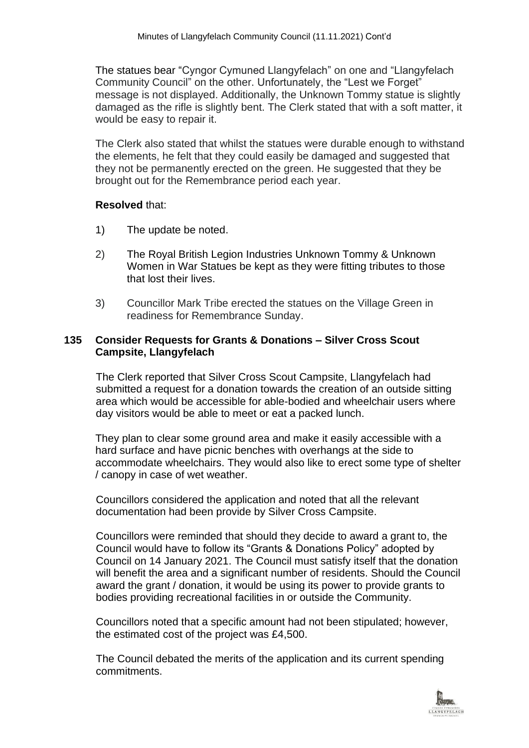The statues bear "Cyngor Cymuned Llangyfelach" on one and "Llangyfelach Community Council" on the other. Unfortunately, the "Lest we Forget" message is not displayed. Additionally, the Unknown Tommy statue is slightly damaged as the rifle is slightly bent. The Clerk stated that with a soft matter, it would be easy to repair it.

The Clerk also stated that whilst the statues were durable enough to withstand the elements, he felt that they could easily be damaged and suggested that they not be permanently erected on the green. He suggested that they be brought out for the Remembrance period each year.

**Resolved** that:

1) The update be noted.

2) The Royal British Legion Industries Unknown Tommy & Unknown Women in War Statues be kept as they were fitting tributes to those that lost their lives.

3) Councillor Mark Tribe erected the statues on the Village Green in readiness for Remembrance Sunday.

## 135 Consider Requests for Grants & Donations – Silver Cross Scout Campsite, Llangyfelach

The Clerk reported that Silver Cross Scout Campsite, Llangyfelach had submitted a request for a donation towards the creation of an outside sitting area which would be accessible for able-bodied and wheelchair users where day visitors would be able to meet or eat a packed lunch.

They plan to clear some ground area and make it easily accessible with a hard surface and have picnic benches with overhangs at the side to accommodate wheelchairs. They would also like to erect some type of shelter / canopy in case of wet weather.

Councillors considered the application and noted that all the relevant documentation had been provide by Silver Cross Campsite.

Councillors were reminded that should they decide to award a grant to, the Council would have to follow its "Grants & Donations Policy" adopted by Council on 14 January 2021. The Council must satisfy itself that the donation will benefit the area and a significant number of residents. Should the Council award the grant / donation, it would be using its power to provide grants to bodies providing recreational facilities in or outside the Community.

Councillors noted that a specific amount had not been stipulated; however, the estimated cost of the project was £4,500.

The Council debated the merits of the application and its current spending commitments.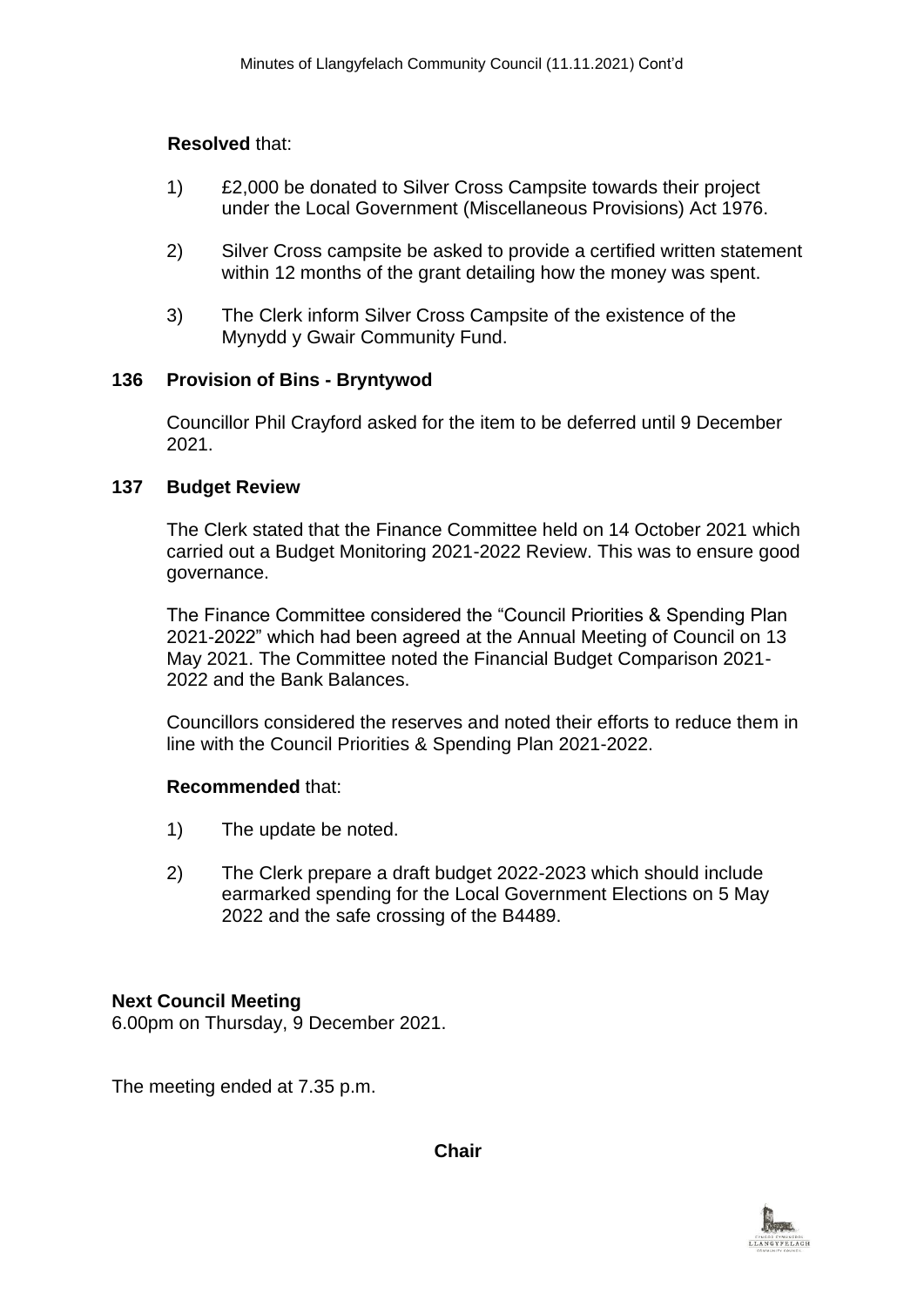**Resolved** that:

1) £2,000 be donated to Silver Cross Campsite towards their project under the Local Government (Miscellaneous Provisions) Act 1976.

2) Silver Cross campsite be asked to provide a certified written statement within 12 months of the grant detailing how the money was spent.

3) The Clerk inform Silver Cross Campsite of the existence of the Mynydd y Gwair Community Fund.

## 136 Provision of Bins - Bryntywod

Councillor Phil Crayford asked for the item to be deferred until 9 December 2021.

## 137 Budget Review

The Clerk stated that the Finance Committee held on 14 October 2021 which carried out a Budget Monitoring 2021-2022 Review. This was to ensure good governance.

The Finance Committee considered the "Council Priorities & Spending Plan 2021-2022" which had been agreed at the Annual Meeting of Council on 13 May 2021. The Committee noted the Financial Budget Comparison 2021-2022 and the Bank Balances.

Councillors considered the reserves and noted their efforts to reduce them in line with the Council Priorities & Spending Plan 2021-2022.

**Recommended** that:

1) The update be noted.

2) The Clerk prepare a draft budget 2022-2023 which should include earmarked spending for the Local Government Elections on 5 May 2022 and the safe crossing of the B4489.

**Next Council Meeting**
6.00pm on Thursday, 9 December 2021.

The meeting ended at 7.35 p.m.

**Chair**